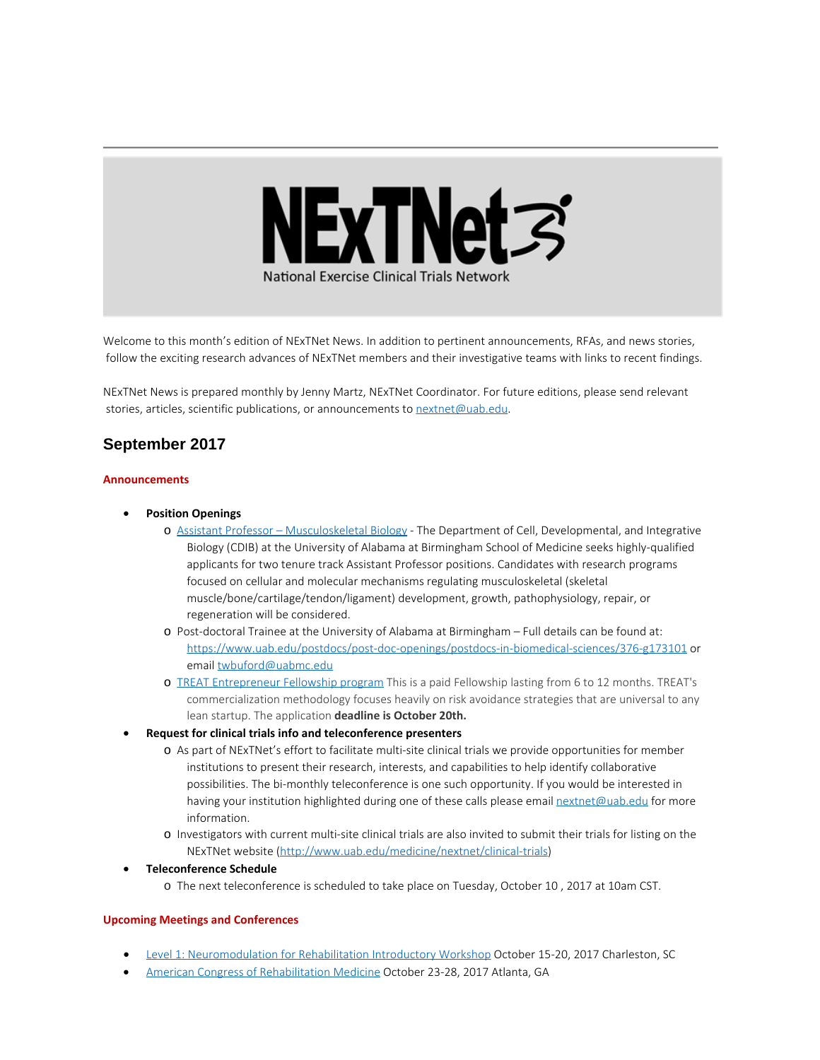# NExTNet

National Exercise Clinical Trials Network

Welcome to this month's edition of NExTNet News. In addition to pertinent announcements, RFAs, and news stories, follow the exciting research advances of NExTNet members and their investigative teams with links to recent findings.

NExTNet News is prepared monthly by Jenny Martz, NExTNet Coordinator. For future editions, please send relevant stories, articles, scientific publications, or announcements to nextnet@uab.edu.

## September 2017

### Announcements

- **Position Openings**
  - Assistant Professor – Musculoskeletal Biology - The Department of Cell, Developmental, and Integrative Biology (CDIB) at the University of Alabama at Birmingham School of Medicine seeks highly-qualified applicants for two tenure track Assistant Professor positions. Candidates with research programs focused on cellular and molecular mechanisms regulating musculoskeletal (skeletal muscle/bone/cartilage/tendon/ligament) development, growth, pathophysiology, repair, or regeneration will be considered.
  - Post-doctoral Trainee at the University of Alabama at Birmingham – Full details can be found at: https://www.uab.edu/postdocs/post-doc-openings/postdocs-in-biomedical-sciences/376-g173101 or email twbuford@uabmc.edu
  - TREAT Entrepreneur Fellowship program This is a paid Fellowship lasting from 6 to 12 months. TREAT's commercialization methodology focuses heavily on risk avoidance strategies that are universal to any lean startup. The application **deadline is October 20th.**
- **Request for clinical trials info and teleconference presenters**
  - As part of NExTNet's effort to facilitate multi-site clinical trials we provide opportunities for member institutions to present their research, interests, and capabilities to help identify collaborative possibilities. The bi-monthly teleconference is one such opportunity. If you would be interested in having your institution highlighted during one of these calls please email nextnet@uab.edu for more information.
  - Investigators with current multi-site clinical trials are also invited to submit their trials for listing on the NExTNet website (http://www.uab.edu/medicine/nextnet/clinical-trials)
- **Teleconference Schedule**
  - The next teleconference is scheduled to take place on Tuesday, October 10 , 2017 at 10am CST.

### Upcoming Meetings and Conferences

- Level 1: Neuromodulation for Rehabilitation Introductory Workshop October 15-20, 2017 Charleston, SC
- American Congress of Rehabilitation Medicine October 23-28, 2017 Atlanta, GA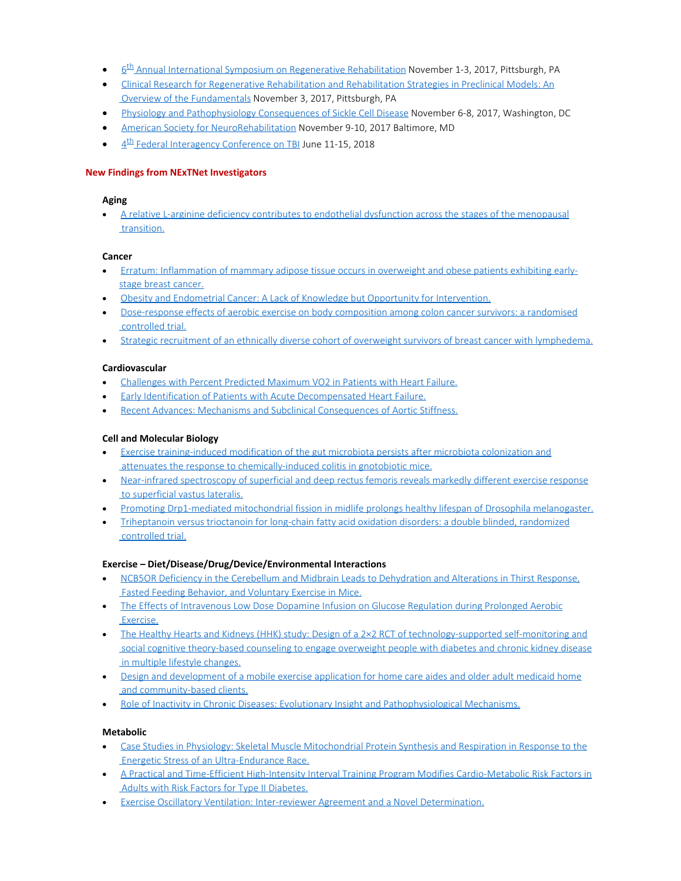- 6th Annual International Symposium on Regenerative Rehabilitation November 1-3, 2017, Pittsburgh, PA
- Clinical Research for Regenerative Rehabilitation and Rehabilitation Strategies in Preclinical Models: An Overview of the Fundamentals November 3, 2017, Pittsburgh, PA
- Physiology and Pathophysiology Consequences of Sickle Cell Disease November 6-8, 2017, Washington, DC
- American Society for NeuroRehabilitation November 9-10, 2017 Baltimore, MD
- 4th Federal Interagency Conference on TBI June 11-15, 2018

## New Findings from NExTNet Investigators

### Aging

- A relative L-arginine deficiency contributes to endothelial dysfunction across the stages of the menopausal transition.

### Cancer

- Erratum: Inflammation of mammary adipose tissue occurs in overweight and obese patients exhibiting early-stage breast cancer.
- Obesity and Endometrial Cancer: A Lack of Knowledge but Opportunity for Intervention.
- Dose-response effects of aerobic exercise on body composition among colon cancer survivors: a randomised controlled trial.
- Strategic recruitment of an ethnically diverse cohort of overweight survivors of breast cancer with lymphedema.

### Cardiovascular

- Challenges with Percent Predicted Maximum VO2 in Patients with Heart Failure.
- Early Identification of Patients with Acute Decompensated Heart Failure.
- Recent Advances: Mechanisms and Subclinical Consequences of Aortic Stiffness.

### Cell and Molecular Biology

- Exercise training-induced modification of the gut microbiota persists after microbiota colonization and attenuates the response to chemically-induced colitis in gnotobiotic mice.
- Near-infrared spectroscopy of superficial and deep rectus femoris reveals markedly different exercise response to superficial vastus lateralis.
- Promoting Drp1-mediated mitochondrial fission in midlife prolongs healthy lifespan of Drosophila melanogaster.
- Triheptanoin versus trioctanoin for long-chain fatty acid oxidation disorders: a double blinded, randomized controlled trial.

### Exercise – Diet/Disease/Drug/Device/Environmental Interactions

- NCB5OR Deficiency in the Cerebellum and Midbrain Leads to Dehydration and Alterations in Thirst Response, Fasted Feeding Behavior, and Voluntary Exercise in Mice.
- The Effects of Intravenous Low Dose Dopamine Infusion on Glucose Regulation during Prolonged Aerobic Exercise.
- The Healthy Hearts and Kidneys (HHK) study: Design of a 2×2 RCT of technology-supported self-monitoring and social cognitive theory-based counseling to engage overweight people with diabetes and chronic kidney disease in multiple lifestyle changes.
- Design and development of a mobile exercise application for home care aides and older adult medicaid home and community-based clients.
- Role of Inactivity in Chronic Diseases: Evolutionary Insight and Pathophysiological Mechanisms.

### Metabolic

- Case Studies in Physiology: Skeletal Muscle Mitochondrial Protein Synthesis and Respiration in Response to the Energetic Stress of an Ultra-Endurance Race.
- A Practical and Time-Efficient High-Intensity Interval Training Program Modifies Cardio-Metabolic Risk Factors in Adults with Risk Factors for Type II Diabetes.
- Exercise Oscillatory Ventilation: Inter-reviewer Agreement and a Novel Determination.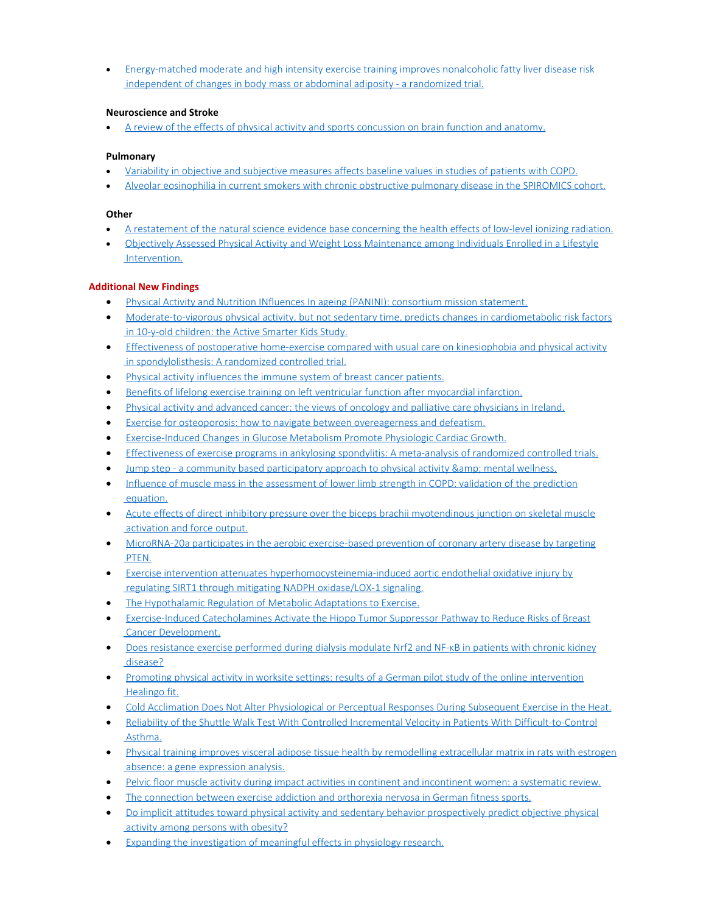- Energy-matched moderate and high intensity exercise training improves nonalcoholic fatty liver disease risk independent of changes in body mass or abdominal adiposity - a randomized trial.

**Neuroscience and Stroke**

- A review of the effects of physical activity and sports concussion on brain function and anatomy.

**Pulmonary**

- Variability in objective and subjective measures affects baseline values in studies of patients with COPD.
- Alveolar eosinophilia in current smokers with chronic obstructive pulmonary disease in the SPIROMICS cohort.

**Other**

- A restatement of the natural science evidence base concerning the health effects of low-level ionizing radiation.
- Objectively Assessed Physical Activity and Weight Loss Maintenance among Individuals Enrolled in a Lifestyle Intervention.

**Additional New Findings**

- Physical Activity and Nutrition INfluences In ageing (PANINI): consortium mission statement.
- Moderate-to-vigorous physical activity, but not sedentary time, predicts changes in cardiometabolic risk factors in 10-y-old children: the Active Smarter Kids Study.
- Effectiveness of postoperative home-exercise compared with usual care on kinesiophobia and physical activity in spondylolisthesis: A randomized controlled trial.
- Physical activity influences the immune system of breast cancer patients.
- Benefits of lifelong exercise training on left ventricular function after myocardial infarction.
- Physical activity and advanced cancer: the views of oncology and palliative care physicians in Ireland.
- Exercise for osteoporosis: how to navigate between overeagerness and defeatism.
- Exercise-Induced Changes in Glucose Metabolism Promote Physiologic Cardiac Growth.
- Effectiveness of exercise programs in ankylosing spondylitis: A meta-analysis of randomized controlled trials.
- Jump step - a community based participatory approach to physical activity &amp; mental wellness.
- Influence of muscle mass in the assessment of lower limb strength in COPD: validation of the prediction equation.
- Acute effects of direct inhibitory pressure over the biceps brachii myotendinous junction on skeletal muscle activation and force output.
- MicroRNA-20a participates in the aerobic exercise-based prevention of coronary artery disease by targeting PTEN.
- Exercise intervention attenuates hyperhomocysteinemia-induced aortic endothelial oxidative injury by regulating SIRT1 through mitigating NADPH oxidase/LOX-1 signaling.
- The Hypothalamic Regulation of Metabolic Adaptations to Exercise.
- Exercise-Induced Catecholamines Activate the Hippo Tumor Suppressor Pathway to Reduce Risks of Breast Cancer Development.
- Does resistance exercise performed during dialysis modulate Nrf2 and NF-κB in patients with chronic kidney disease?
- Promoting physical activity in worksite settings: results of a German pilot study of the online intervention Healingo fit.
- Cold Acclimation Does Not Alter Physiological or Perceptual Responses During Subsequent Exercise in the Heat.
- Reliability of the Shuttle Walk Test With Controlled Incremental Velocity in Patients With Difficult-to-Control Asthma.
- Physical training improves visceral adipose tissue health by remodelling extracellular matrix in rats with estrogen absence: a gene expression analysis.
- Pelvic floor muscle activity during impact activities in continent and incontinent women: a systematic review.
- The connection between exercise addiction and orthorexia nervosa in German fitness sports.
- Do implicit attitudes toward physical activity and sedentary behavior prospectively predict objective physical activity among persons with obesity?
- Expanding the investigation of meaningful effects in physiology research.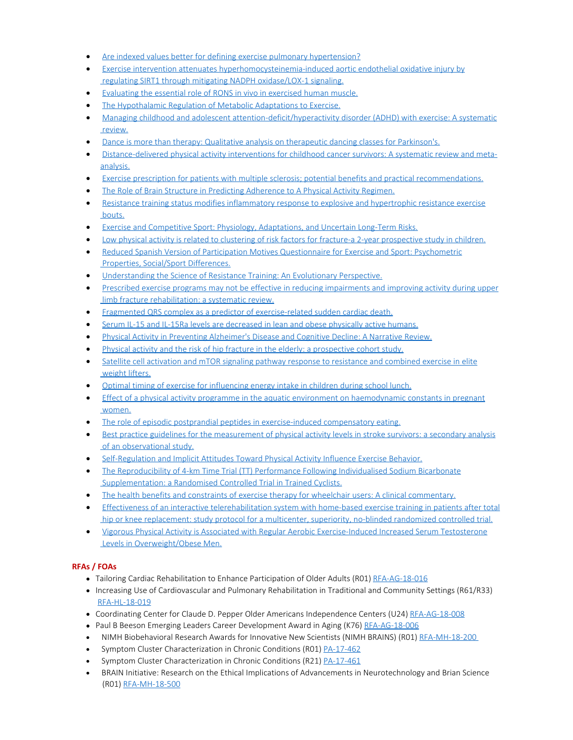- Are indexed values better for defining exercise pulmonary hypertension?
- Exercise intervention attenuates hyperhomocysteinemia-induced aortic endothelial oxidative injury by regulating SIRT1 through mitigating NADPH oxidase/LOX-1 signaling.
- Evaluating the essential role of RONS in vivo in exercised human muscle.
- The Hypothalamic Regulation of Metabolic Adaptations to Exercise.
- Managing childhood and adolescent attention-deficit/hyperactivity disorder (ADHD) with exercise: A systematic review.
- Dance is more than therapy: Qualitative analysis on therapeutic dancing classes for Parkinson's.
- Distance-delivered physical activity interventions for childhood cancer survivors: A systematic review and meta-analysis.
- Exercise prescription for patients with multiple sclerosis; potential benefits and practical recommendations.
- The Role of Brain Structure in Predicting Adherence to A Physical Activity Regimen.
- Resistance training status modifies inflammatory response to explosive and hypertrophic resistance exercise bouts.
- Exercise and Competitive Sport: Physiology, Adaptations, and Uncertain Long-Term Risks.
- Low physical activity is related to clustering of risk factors for fracture-a 2-year prospective study in children.
- Reduced Spanish Version of Participation Motives Questionnaire for Exercise and Sport: Psychometric Properties, Social/Sport Differences.
- Understanding the Science of Resistance Training: An Evolutionary Perspective.
- Prescribed exercise programs may not be effective in reducing impairments and improving activity during upper limb fracture rehabilitation: a systematic review.
- Fragmented QRS complex as a predictor of exercise-related sudden cardiac death.
- Serum IL-15 and IL-15Ra levels are decreased in lean and obese physically active humans.
- Physical Activity in Preventing Alzheimer's Disease and Cognitive Decline: A Narrative Review.
- Physical activity and the risk of hip fracture in the elderly: a prospective cohort study.
- Satellite cell activation and mTOR signaling pathway response to resistance and combined exercise in elite weight lifters.
- Optimal timing of exercise for influencing energy intake in children during school lunch.
- Effect of a physical activity programme in the aquatic environment on haemodynamic constants in pregnant women.
- The role of episodic postprandial peptides in exercise-induced compensatory eating.
- Best practice guidelines for the measurement of physical activity levels in stroke survivors: a secondary analysis of an observational study.
- Self-Regulation and Implicit Attitudes Toward Physical Activity Influence Exercise Behavior.
- The Reproducibility of 4-km Time Trial (TT) Performance Following Individualised Sodium Bicarbonate Supplementation: a Randomised Controlled Trial in Trained Cyclists.
- The health benefits and constraints of exercise therapy for wheelchair users: A clinical commentary.
- Effectiveness of an interactive telerehabilitation system with home-based exercise training in patients after total hip or knee replacement: study protocol for a multicenter, superiority, no-blinded randomized controlled trial.
- Vigorous Physical Activity is Associated with Regular Aerobic Exercise-Induced Increased Serum Testosterone Levels in Overweight/Obese Men.

**RFAs / FOAs**

- Tailoring Cardiac Rehabilitation to Enhance Participation of Older Adults (R01) RFA-AG-18-016
- Increasing Use of Cardiovascular and Pulmonary Rehabilitation in Traditional and Community Settings (R61/R33) RFA-HL-18-019
- Coordinating Center for Claude D. Pepper Older Americans Independence Centers (U24) RFA-AG-18-008
- Paul B Beeson Emerging Leaders Career Development Award in Aging (K76) RFA-AG-18-006
- NIMH Biobehavioral Research Awards for Innovative New Scientists (NIMH BRAINS) (R01) RFA-MH-18-200
- Symptom Cluster Characterization in Chronic Conditions (R01) PA-17-462
- Symptom Cluster Characterization in Chronic Conditions (R21) PA-17-461
- BRAIN Initiative: Research on the Ethical Implications of Advancements in Neurotechnology and Brian Science (R01) RFA-MH-18-500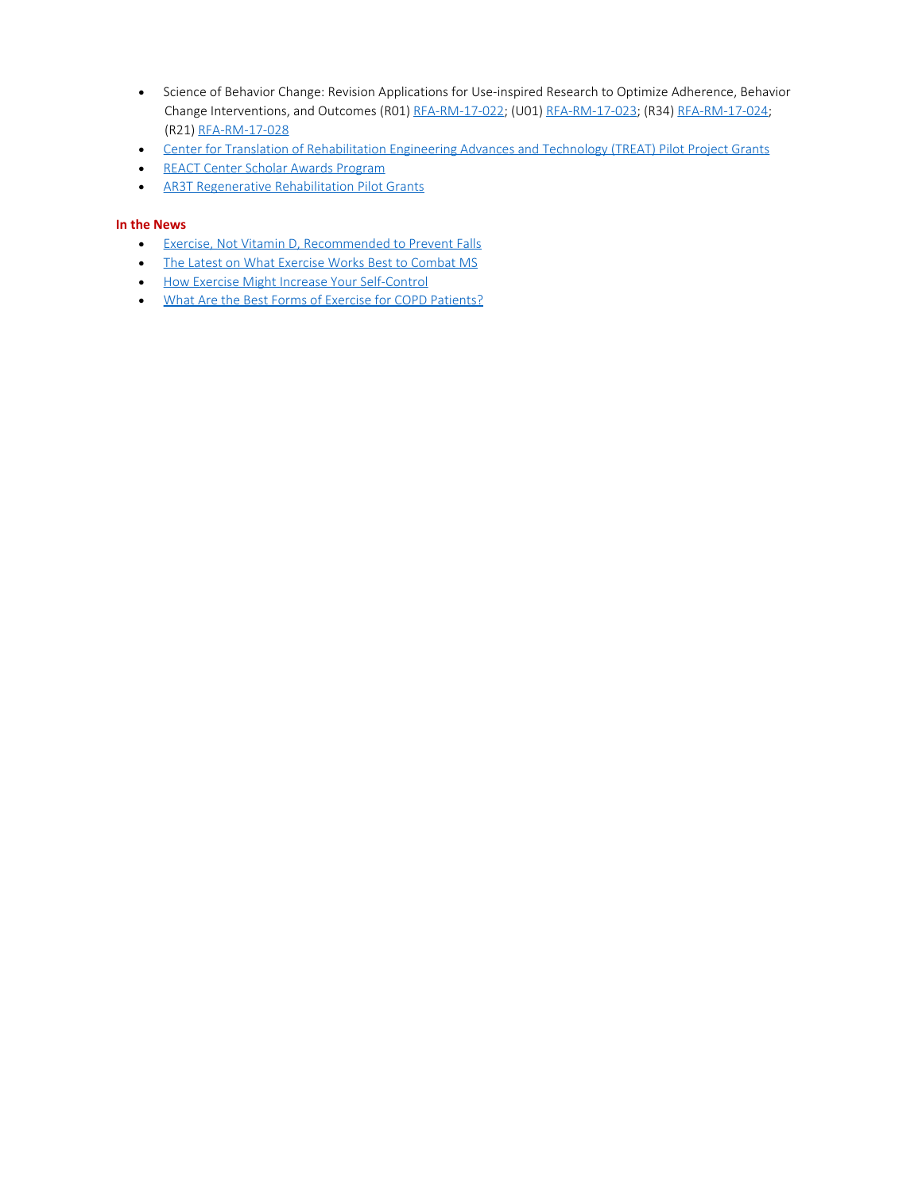- Science of Behavior Change: Revision Applications for Use-inspired Research to Optimize Adherence, Behavior Change Interventions, and Outcomes (R01) RFA-RM-17-022; (U01) RFA-RM-17-023; (R34) RFA-RM-17-024; (R21) RFA-RM-17-028
- Center for Translation of Rehabilitation Engineering Advances and Technology (TREAT) Pilot Project Grants
- REACT Center Scholar Awards Program
- AR3T Regenerative Rehabilitation Pilot Grants

**In the News**

- Exercise, Not Vitamin D, Recommended to Prevent Falls
- The Latest on What Exercise Works Best to Combat MS
- How Exercise Might Increase Your Self-Control
- What Are the Best Forms of Exercise for COPD Patients?